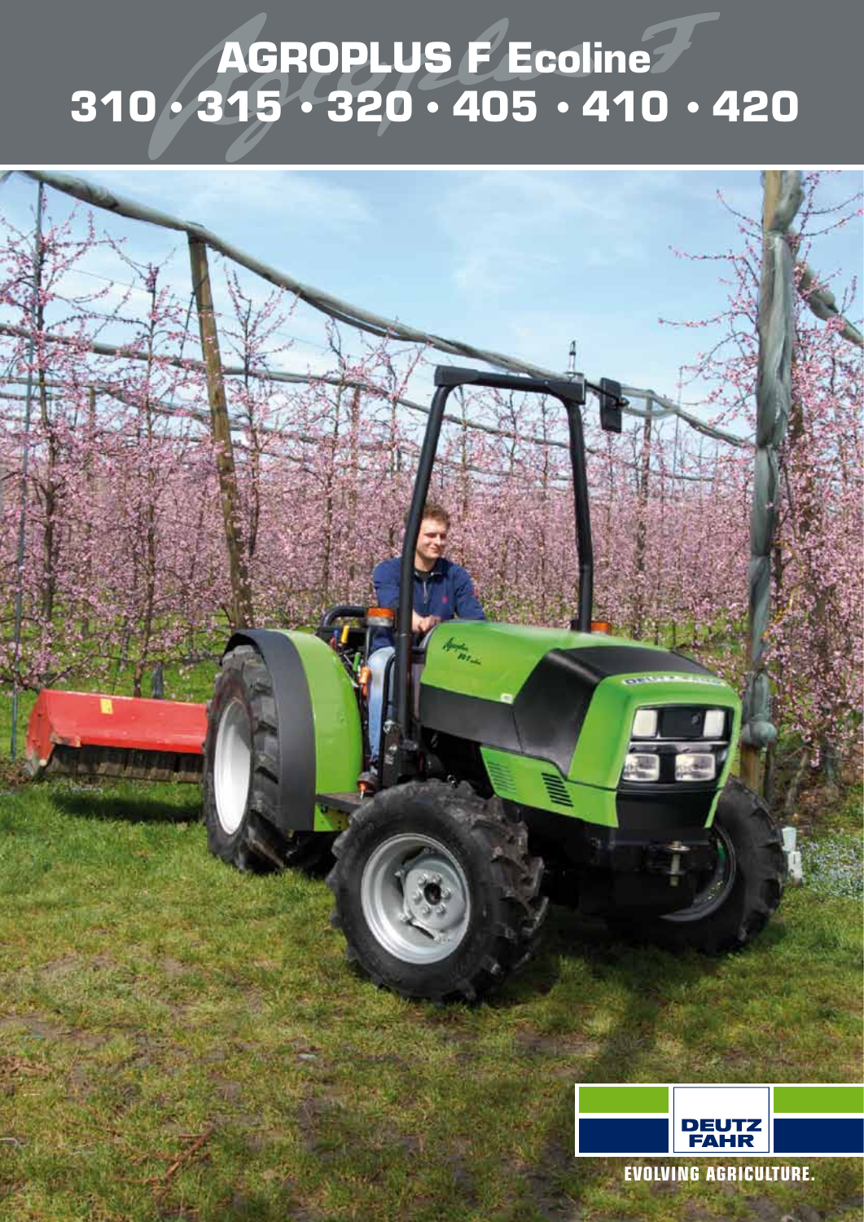# AGROPLUS F Ecoline
# 310 • 315 • 320 • 405 • 410 • 420

DEUTZ FAHR

EVOLVING AGRICULTURE.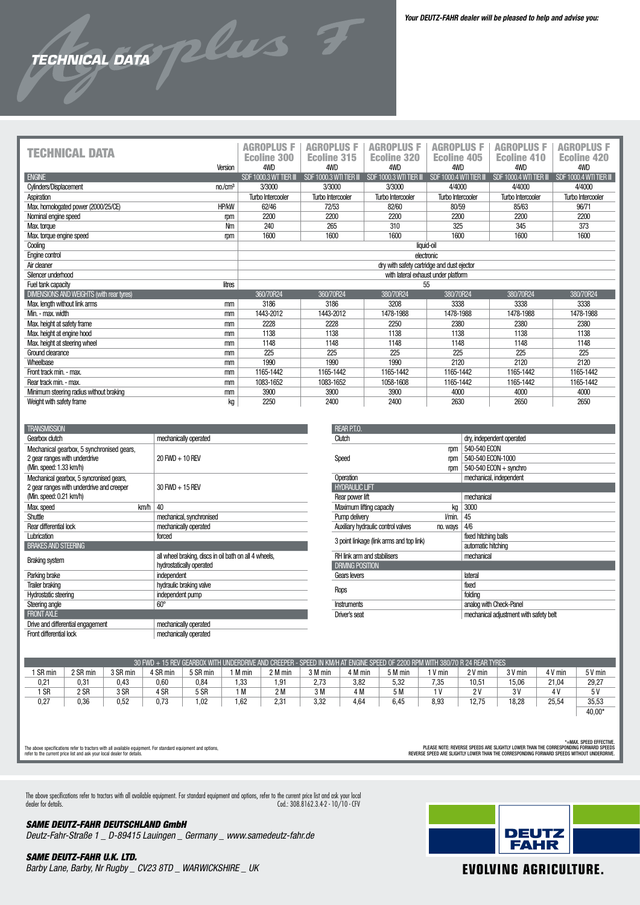*Your DEUTZ-FAHR dealer will be pleased to help and advise you:*

# TECHNICAL DATA

| TECHNICAL DATA | | AGROPLUS F Ecoline 300 | AGROPLUS F Ecoline 315 | AGROPLUS F Ecoline 320 | AGROPLUS F Ecoline 405 | AGROPLUS F Ecoline 410 | AGROPLUS F Ecoline 420 |
|---|---|---|---|---|---|---|---|
| | Version | 4WD | 4WD | 4WD | 4WD | 4WD | 4WD |
| ENGINE | | SDF 1000.3 WT TIER III | SDF 1000.3 WTI TIER III | SDF 1000.3 WTI TIER III | SDF 1000.4 WTI TIER III | SDF 1000.4 WTI TIER III | SDF 1000.4 WTI TIER III |
| Cylinders/Displacement | no./cm³ | 3/3000 | 3/3000 | 3/3000 | 4/4000 | 4/4000 | 4/4000 |
| Aspiration | | Turbo Intercooler | Turbo Intercooler | Turbo Intercooler | Turbo Intercooler | Turbo Intercooler | Turbo Intercooler |
| Max. homologated power (2000/25/CE) | HP/kW | 62/46 | 72/53 | 82/60 | 80/59 | 85/63 | 96/71 |
| Nominal engine speed | rpm | 2200 | 2200 | 2200 | 2200 | 2200 | 2200 |
| Max. torque | Nm | 240 | 265 | 310 | 325 | 345 | 373 |
| Max. torque engine speed | rpm | 1600 | 1600 | 1600 | 1600 | 1600 | 1600 |
| Cooling | | liquid-oil | | | | | |
| Engine control | | electronic | | | | | |
| Air cleaner | | dry with safety cartridge and dust ejector | | | | | |
| Silencer underhood | | with lateral exhaust under platform | | | | | |
| Fuel tank capacity | litres | 55 | | | | | |
| DIMENSIONS AND WEIGHTS (with rear tyres) | | 360/70R24 | 360/70R24 | 380/70R24 | 380/70R24 | 380/70R24 | 380/70R24 |
| Max. length without link arms | mm | 3186 | 3186 | 3208 | 3338 | 3338 | 3338 |
| Min. - max. width | mm | 1443-2012 | 1443-2012 | 1478-1988 | 1478-1988 | 1478-1988 | 1478-1988 |
| Max. height at safety frame | mm | 2228 | 2228 | 2250 | 2380 | 2380 | 2380 |
| Max. height at engine hood | mm | 1138 | 1138 | 1138 | 1138 | 1138 | 1138 |
| Max. height at steering wheel | mm | 1148 | 1148 | 1148 | 1148 | 1148 | 1148 |
| Ground clearance | mm | 225 | 225 | 225 | 225 | 225 | 225 |
| Wheelbase | mm | 1990 | 1990 | 1990 | 2120 | 2120 | 2120 |
| Front track min. - max. | mm | 1165-1442 | 1165-1442 | 1165-1442 | 1165-1442 | 1165-1442 | 1165-1442 |
| Rear track min. - max. | mm | 1083-1652 | 1083-1652 | 1058-1608 | 1165-1442 | 1165-1442 | 1165-1442 |
| Minimum steering radius without braking | mm | 3900 | 3900 | 3900 | 4000 | 4000 | 4000 |
| Weight with safety frame | kg | 2250 | 2400 | 2400 | 2630 | 2650 | 2650 |

| TRANSMISSION | | |
|---|---|---|
| Gearbox clutch | | mechanically operated |
| Mechanical gearbox, 5 synchronised gears, 2 gear ranges with underdrive (Min. speed: 1.33 km/h) | | 20 FWD + 10 REV |
| Mechanical gearbox, 5 syncronised gears, 2 gear ranges with underdrive and creeper (Min. speed: 0.21 km/h) | | 30 FWD + 15 REV |
| Max. speed | km/h | 40 |
| Shuttle | | mechanical, synchronised |
| Rear differential lock | | mechanically operated |
| Lubrication | | forced |
| **BRAKES AND STEERING** | | |
| Braking system | | all wheel braking, discs in oil bath on all 4 wheels, hydrostatically operated |
| Parking brake | | independent |
| Trailer braking | | hydraulic braking valve |
| Hydrostatic steering | | independent pump |
| Steering angle | | 60° |
| **FRONT AXLE** | | |
| Drive and differential engagement | | mechanically operated |
| Front differential lock | | mechanically operated |

| REAR P.T.O. | | |
|---|---|---|
| Clutch | | dry, independent operated |
| Speed | rpm | 540-540 ECON |
| | rpm | 540-540 ECON-1000 |
| | rpm | 540-540 ECON + synchro |
| Operation | | mechanical, independent |
| **HYDRAULIC LIFT** | | |
| Rear power lift | | mechanical |
| Maximum lifting capacity | kg | 3000 |
| Pump delivery | l/min. | 45 |
| Auxiliary hydraulic control valves | no. ways | 4/6 |
| 3 point linkage (link arms and top link) | | fixed hitching balls |
| | | automatic hitching |
| RH link arm and stabilisers | | mechanical |
| **DRIVING POSITION** | | |
| Gears levers | | lateral |
| Rops | | fixed |
| | | folding |
| Instruments | | analog with Check-Panel |
| Driver's seat | | mechanical adjustment with safety belt |

| 30 FWD + 15 REV GEARBOX WITH UNDERDRIVE AND CREEPER - SPEED IN KM/H AT ENGINE SPEED OF 2200 RPM WITH 380/70 R 24 REAR TYRES | | | | | | | | | | | | | | |
|---|---|---|---|---|---|---|---|---|---|---|---|---|---|---|
| 1 SR min | 2 SR min | 3 SR min | 4 SR min | 5 SR min | 1 M min | 2 M min | 3 M min | 4 M min | 5 M min | 1 V min | 2 V min | 3 V min | 4 V min | 5 V min |
| 0,21 | 0,31 | 0,43 | 0,60 | 0,84 | 1,33 | 1,91 | 2,73 | 3,82 | 5,32 | 7,35 | 10,51 | 15,06 | 21,04 | 29,27 |
| 1 SR | 2 SR | 3 SR | 4 SR | 5 SR | 1 M | 2 M | 3 M | 4 M | 5 M | 1 V | 2 V | 3 V | 4 V | 5 V |
| 0,27 | 0,36 | 0,52 | 0,73 | 1,02 | 1,62 | 2,31 | 3,32 | 4,64 | 6,45 | 8,93 | 12,75 | 18,28 | 25,54 | 35,53 |
| | | | | | | | | | | | | | | 40,00* |

The above specifications refer to tractors with all available equipment. For standard equipment and options, refer to the current price list and ask your local dealer for details.

*=MAX. SPEED EFFECTIVE.
PLEASE NOTE: REVERSE SPEEDS ARE SLIGHTLY LOWER THAN THE CORRESPONDING FORWARD SPEEDS
REVERSE SPEED ARE SLIGHTLY LOWER THAN THE CORRESPONDING FORWARD SPEEDS WITHOUT UNDERDRIVE.

The above specifications refer to tractors with all available equipment. For standard equipment and options, refer to the current price list and ask your local dealer for details.
Cod.: 308.8162.3.4-2 - 10/10 - CFV

***SAME DEUTZ-FAHR DEUTSCHLAND GmbH***
*Deutz-Fahr-Straße 1 _ D-89415 Lauingen _ Germany _ www.samedeutz-fahr.de*

***SAME DEUTZ-FAHR U.K. LTD.***
*Barby Lane, Barby, Nr Rugby _ CV23 8TD _ WARWICKSHIRE _ UK*

DEUTZ FAHR

**EVOLVING AGRICULTURE.**